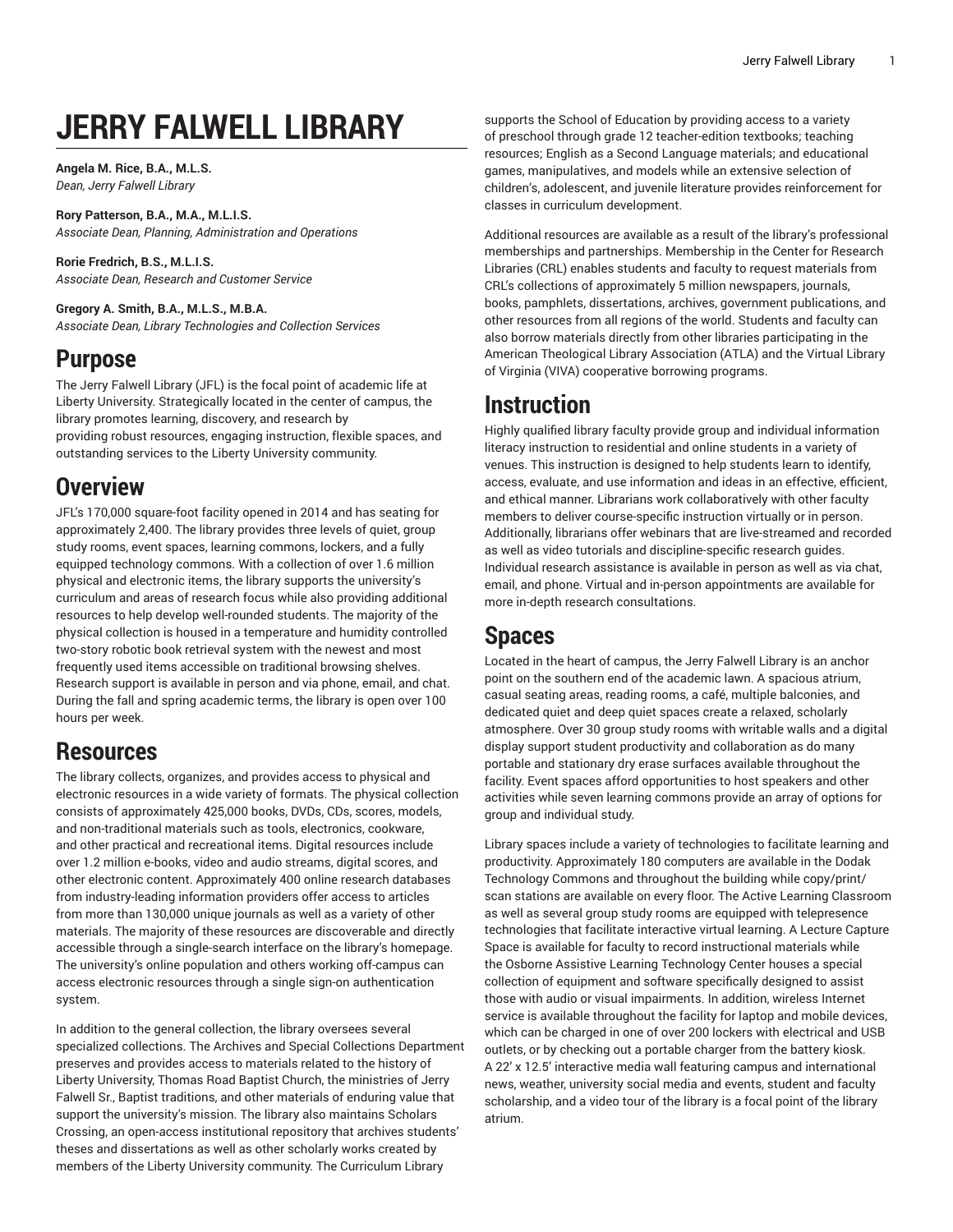# JERRY FALWELL LIBRARY

**Angela M. Rice, B.A., M.L.S.**
*Dean, Jerry Falwell Library*

**Rory Patterson, B.A., M.A., M.L.I.S.**
*Associate Dean, Planning, Administration and Operations*

**Rorie Fredrich, B.S., M.L.I.S.**
*Associate Dean, Research and Customer Service*

**Gregory A. Smith, B.A., M.L.S., M.B.A.**
*Associate Dean, Library Technologies and Collection Services*

## Purpose

The Jerry Falwell Library (JFL) is the focal point of academic life at Liberty University. Strategically located in the center of campus, the library promotes learning, discovery, and research by providing robust resources, engaging instruction, flexible spaces, and outstanding services to the Liberty University community.

## Overview

JFL's 170,000 square-foot facility opened in 2014 and has seating for approximately 2,400. The library provides three levels of quiet, group study rooms, event spaces, learning commons, lockers, and a fully equipped technology commons. With a collection of over 1.6 million physical and electronic items, the library supports the university's curriculum and areas of research focus while also providing additional resources to help develop well-rounded students. The majority of the physical collection is housed in a temperature and humidity controlled two-story robotic book retrieval system with the newest and most frequently used items accessible on traditional browsing shelves. Research support is available in person and via phone, email, and chat. During the fall and spring academic terms, the library is open over 100 hours per week.

## Resources

The library collects, organizes, and provides access to physical and electronic resources in a wide variety of formats. The physical collection consists of approximately 425,000 books, DVDs, CDs, scores, models, and non-traditional materials such as tools, electronics, cookware, and other practical and recreational items. Digital resources include over 1.2 million e-books, video and audio streams, digital scores, and other electronic content. Approximately 400 online research databases from industry-leading information providers offer access to articles from more than 130,000 unique journals as well as a variety of other materials. The majority of these resources are discoverable and directly accessible through a single-search interface on the library's homepage. The university's online population and others working off-campus can access electronic resources through a single sign-on authentication system.

In addition to the general collection, the library oversees several specialized collections. The Archives and Special Collections Department preserves and provides access to materials related to the history of Liberty University, Thomas Road Baptist Church, the ministries of Jerry Falwell Sr., Baptist traditions, and other materials of enduring value that support the university's mission. The library also maintains Scholars Crossing, an open-access institutional repository that archives students' theses and dissertations as well as other scholarly works created by members of the Liberty University community. The Curriculum Library supports the School of Education by providing access to a variety of preschool through grade 12 teacher-edition textbooks; teaching resources; English as a Second Language materials; and educational games, manipulatives, and models while an extensive selection of children's, adolescent, and juvenile literature provides reinforcement for classes in curriculum development.

Additional resources are available as a result of the library's professional memberships and partnerships. Membership in the Center for Research Libraries (CRL) enables students and faculty to request materials from CRL's collections of approximately 5 million newspapers, journals, books, pamphlets, dissertations, archives, government publications, and other resources from all regions of the world. Students and faculty can also borrow materials directly from other libraries participating in the American Theological Library Association (ATLA) and the Virtual Library of Virginia (VIVA) cooperative borrowing programs.

## Instruction

Highly qualified library faculty provide group and individual information literacy instruction to residential and online students in a variety of venues. This instruction is designed to help students learn to identify, access, evaluate, and use information and ideas in an effective, efficient, and ethical manner. Librarians work collaboratively with other faculty members to deliver course-specific instruction virtually or in person. Additionally, librarians offer webinars that are live-streamed and recorded as well as video tutorials and discipline-specific research guides. Individual research assistance is available in person as well as via chat, email, and phone. Virtual and in-person appointments are available for more in-depth research consultations.

## Spaces

Located in the heart of campus, the Jerry Falwell Library is an anchor point on the southern end of the academic lawn. A spacious atrium, casual seating areas, reading rooms, a café, multiple balconies, and dedicated quiet and deep quiet spaces create a relaxed, scholarly atmosphere. Over 30 group study rooms with writable walls and a digital display support student productivity and collaboration as do many portable and stationary dry erase surfaces available throughout the facility. Event spaces afford opportunities to host speakers and other activities while seven learning commons provide an array of options for group and individual study.

Library spaces include a variety of technologies to facilitate learning and productivity. Approximately 180 computers are available in the Dodak Technology Commons and throughout the building while copy/print/scan stations are available on every floor. The Active Learning Classroom as well as several group study rooms are equipped with telepresence technologies that facilitate interactive virtual learning. A Lecture Capture Space is available for faculty to record instructional materials while the Osborne Assistive Learning Technology Center houses a special collection of equipment and software specifically designed to assist those with audio or visual impairments. In addition, wireless Internet service is available throughout the facility for laptop and mobile devices, which can be charged in one of over 200 lockers with electrical and USB outlets, or by checking out a portable charger from the battery kiosk. A 22' x 12.5' interactive media wall featuring campus and international news, weather, university social media and events, student and faculty scholarship, and a video tour of the library is a focal point of the library atrium.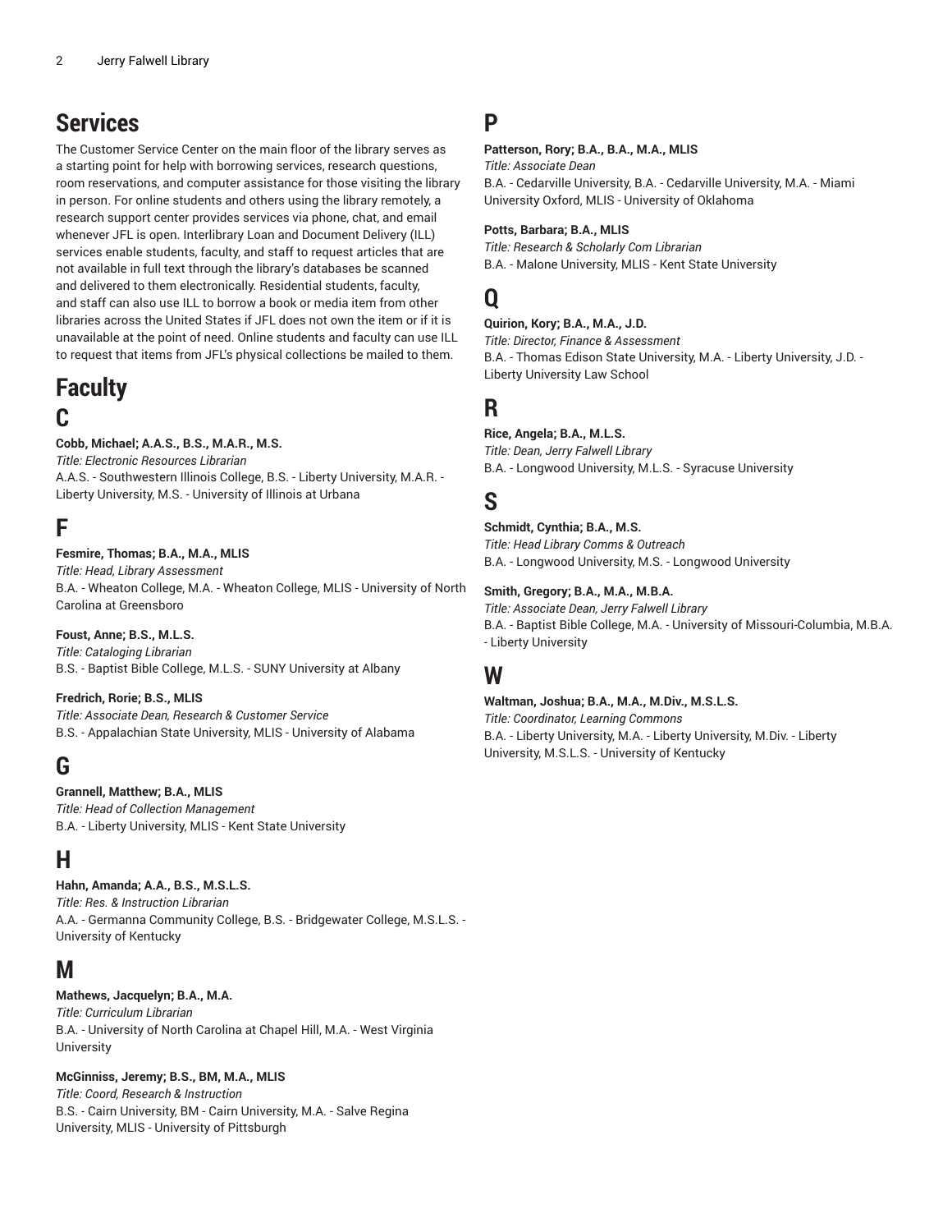## Services

The Customer Service Center on the main floor of the library serves as a starting point for help with borrowing services, research questions, room reservations, and computer assistance for those visiting the library in person. For online students and others using the library remotely, a research support center provides services via phone, chat, and email whenever JFL is open. Interlibrary Loan and Document Delivery (ILL) services enable students, faculty, and staff to request articles that are not available in full text through the library's databases be scanned and delivered to them electronically. Residential students, faculty, and staff can also use ILL to borrow a book or media item from other libraries across the United States if JFL does not own the item or if it is unavailable at the point of need. Online students and faculty can use ILL to request that items from JFL's physical collections be mailed to them.

## Faculty

### C

**Cobb, Michael; A.A.S., B.S., M.A.R., M.S.**
*Title: Electronic Resources Librarian*
A.A.S. - Southwestern Illinois College, B.S. - Liberty University, M.A.R. - Liberty University, M.S. - University of Illinois at Urbana

### F

**Fesmire, Thomas; B.A., M.A., MLIS**
*Title: Head, Library Assessment*
B.A. - Wheaton College, M.A. - Wheaton College, MLIS - University of North Carolina at Greensboro

**Foust, Anne; B.S., M.L.S.**
*Title: Cataloging Librarian*
B.S. - Baptist Bible College, M.L.S. - SUNY University at Albany

**Fredrich, Rorie; B.S., MLIS**
*Title: Associate Dean, Research & Customer Service*
B.S. - Appalachian State University, MLIS - University of Alabama

### G

**Grannell, Matthew; B.A., MLIS**
*Title: Head of Collection Management*
B.A. - Liberty University, MLIS - Kent State University

### H

**Hahn, Amanda; A.A., B.S., M.S.L.S.**
*Title: Res. & Instruction Librarian*
A.A. - Germanna Community College, B.S. - Bridgewater College, M.S.L.S. - University of Kentucky

### M

**Mathews, Jacquelyn; B.A., M.A.**
*Title: Curriculum Librarian*
B.A. - University of North Carolina at Chapel Hill, M.A. - West Virginia University

**McGinniss, Jeremy; B.S., BM, M.A., MLIS**
*Title: Coord, Research & Instruction*
B.S. - Cairn University, BM - Cairn University, M.A. - Salve Regina University, MLIS - University of Pittsburgh

### P

**Patterson, Rory; B.A., B.A., M.A., MLIS**
*Title: Associate Dean*
B.A. - Cedarville University, B.A. - Cedarville University, M.A. - Miami University Oxford, MLIS - University of Oklahoma

**Potts, Barbara; B.A., MLIS**
*Title: Research & Scholarly Com Librarian*
B.A. - Malone University, MLIS - Kent State University

### Q

**Quirion, Kory; B.A., M.A., J.D.**
*Title: Director, Finance & Assessment*
B.A. - Thomas Edison State University, M.A. - Liberty University, J.D. - Liberty University Law School

### R

**Rice, Angela; B.A., M.L.S.**
*Title: Dean, Jerry Falwell Library*
B.A. - Longwood University, M.L.S. - Syracuse University

### S

**Schmidt, Cynthia; B.A., M.S.**
*Title: Head Library Comms & Outreach*
B.A. - Longwood University, M.S. - Longwood University

**Smith, Gregory; B.A., M.A., M.B.A.**
*Title: Associate Dean, Jerry Falwell Library*
B.A. - Baptist Bible College, M.A. - University of Missouri-Columbia, M.B.A. - Liberty University

### W

**Waltman, Joshua; B.A., M.A., M.Div., M.S.L.S.**
*Title: Coordinator, Learning Commons*
B.A. - Liberty University, M.A. - Liberty University, M.Div. - Liberty University, M.S.L.S. - University of Kentucky